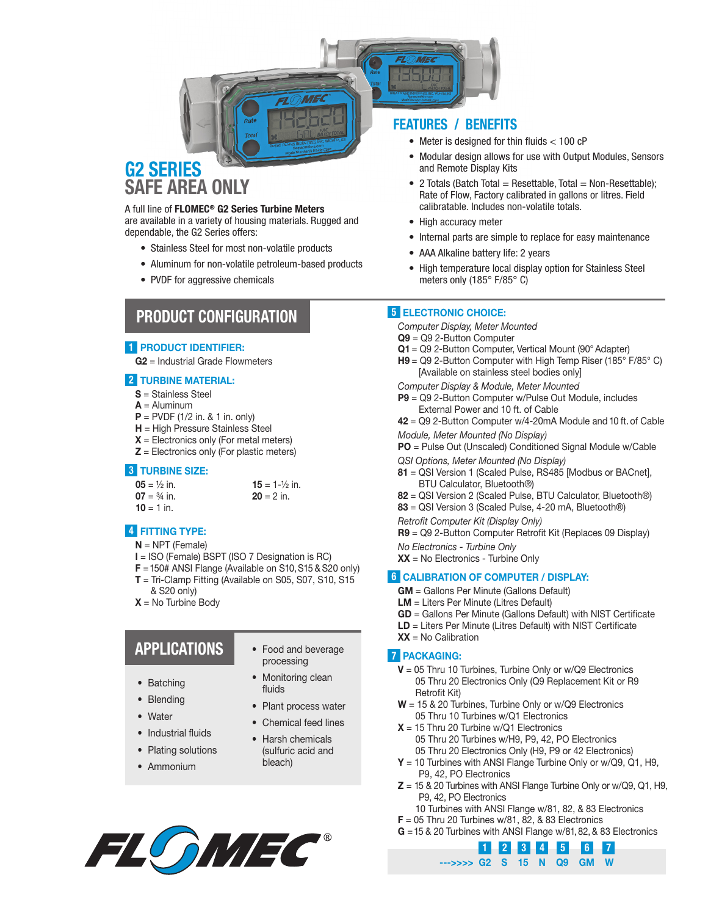# G2 SERIES
## SAFE AREA ONLY

A full line of **FLOMEC® G2 Series Turbine Meters** are available in a variety of housing materials. Rugged and dependable, the G2 Series offers:

- Stainless Steel for most non-volatile products
- Aluminum for non-volatile petroleum-based products
- PVDF for aggressive chemicals

## FEATURES / BENEFITS

- Meter is designed for thin fluids < 100 cP
- Modular design allows for use with Output Modules, Sensors and Remote Display Kits
- 2 Totals (Batch Total = Resettable, Total = Non-Resettable); Rate of Flow, Factory calibrated in gallons or litres. Field calibratable. Includes non-volatile totals.
- High accuracy meter
- Internal parts are simple to replace for easy maintenance
- AAA Alkaline battery life: 2 years
- High temperature local display option for Stainless Steel meters only (185° F/85° C)

## PRODUCT CONFIGURATION

### 1 PRODUCT IDENTIFIER:

**G2** = Industrial Grade Flowmeters

### 2 TURBINE MATERIAL:

**S** = Stainless Steel
**A** = Aluminum
**P** = PVDF (1/2 in. & 1 in. only)
**H** = High Pressure Stainless Steel
**X** = Electronics only (For metal meters)
**Z** = Electronics only (For plastic meters)

### 3 TURBINE SIZE:

**05** = ½ in.
**07** = ¾ in.
**10** = 1 in.
**15** = 1-½ in.
**20** = 2 in.

### 4 FITTING TYPE:

**N** = NPT (Female)
**I** = ISO (Female) BSPT (ISO 7 Designation is RC)
**F** = 150# ANSI Flange (Available on S10, S15 & S20 only)
**T** = Tri-Clamp Fitting (Available on S05, S07, S10, S15 & S20 only)
**X** = No Turbine Body

### 5 ELECTRONIC CHOICE:

*Computer Display, Meter Mounted*
**Q9** = Q9 2-Button Computer
**Q1** = Q9 2-Button Computer, Vertical Mount (90° Adapter)
**H9** = Q9 2-Button Computer with High Temp Riser (185° F/85° C) [Available on stainless steel bodies only]

*Computer Display & Module, Meter Mounted*
**P9** = Q9 2-Button Computer w/Pulse Out Module, includes External Power and 10 ft. of Cable
**42** = Q9 2-Button Computer w/4-20mA Module and 10 ft. of Cable

*Module, Meter Mounted (No Display)*
**PO** = Pulse Out (Unscaled) Conditioned Signal Module w/Cable

*QSI Options, Meter Mounted (No Display)*
**81** = QSI Version 1 (Scaled Pulse, RS485 [Modbus or BACnet], BTU Calculator, Bluetooth®)
**82** = QSI Version 2 (Scaled Pulse, BTU Calculator, Bluetooth®)
**83** = QSI Version 3 (Scaled Pulse, 4-20 mA, Bluetooth®)

*Retrofit Computer Kit (Display Only)*
**R9** = Q9 2-Button Computer Retrofit Kit (Replaces 09 Display)

*No Electronics - Turbine Only*
**XX** = No Electronics - Turbine Only

### 6 CALIBRATION OF COMPUTER / DISPLAY:

**GM** = Gallons Per Minute (Gallons Default)
**LM** = Liters Per Minute (Litres Default)
**GD** = Gallons Per Minute (Gallons Default) with NIST Certificate
**LD** = Liters Per Minute (Litres Default) with NIST Certificate
**XX** = No Calibration

### 7 PACKAGING:

**V** = 05 Thru 10 Turbines, Turbine Only or w/Q9 Electronics
05 Thru 20 Electronics Only (Q9 Replacement Kit or R9 Retrofit Kit)
**W** = 15 & 20 Turbines, Turbine Only or w/Q9 Electronics
05 Thru 10 Turbines w/Q1 Electronics
**X** = 15 Thru 20 Turbine w/Q1 Electronics
05 Thru 20 Turbines w/H9, P9, 42, PO Electronics
05 Thru 20 Electronics Only (H9, P9 or 42 Electronics)
**Y** = 10 Turbines with ANSI Flange Turbine Only or w/Q9, Q1, H9, P9, 42, PO Electronics
**Z** = 15 & 20 Turbines with ANSI Flange Turbine Only or w/Q9, Q1, H9, P9, 42, PO Electronics
10 Turbines with ANSI Flange w/81, 82, & 83 Electronics
**F** = 05 Thru 20 Turbines w/81, 82, & 83 Electronics
**G** = 15 & 20 Turbines with ANSI Flange w/81, 82, & 83 Electronics

| | 1 | 2 | 3 | 4 | 5 | 6 | 7 |
|---|---|---|---|---|---|---|---|
| --->>>> | G2 | S | 15 | N | Q9 | GM | W |

## APPLICATIONS

- Batching
- Blending
- Water
- Industrial fluids
- Plating solutions
- Ammonium
- Food and beverage processing
- Monitoring clean fluids
- Plant process water
- Chemical feed lines
- Harsh chemicals (sulfuric acid and bleach)

FLOMEC®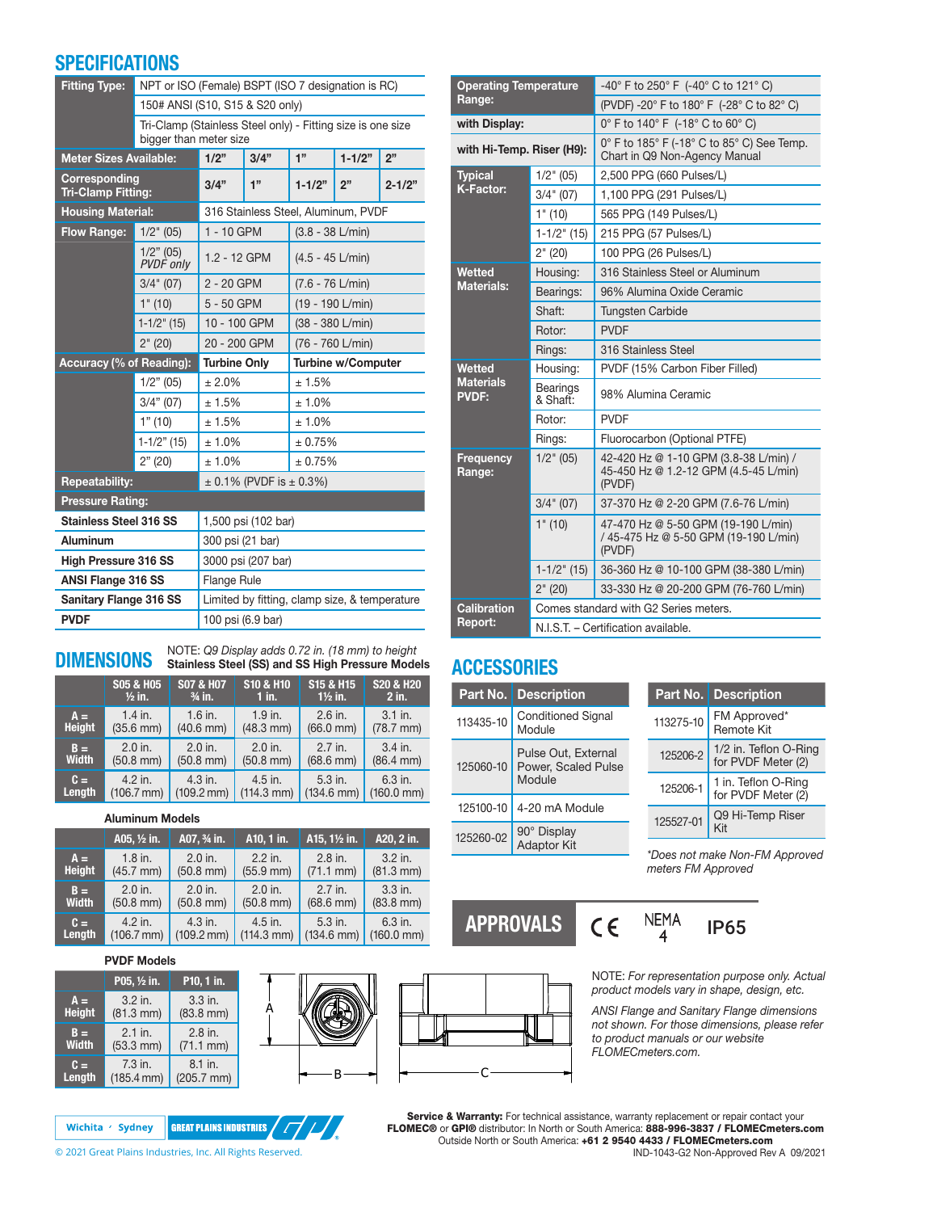# SPECIFICATIONS

| | | | | | |
|---|---|---|---|---|---|
| **Fitting Type:** | NPT or ISO (Female) BSPT (ISO 7 designation is RC) | | | | |
| | 150# ANSI (S10, S15 & S20 only) | | | | |
| | Tri-Clamp (Stainless Steel only) - Fitting size is one size bigger than meter size | | | | |
| **Meter Sizes Available:** | 1/2" | 3/4" | 1" | 1-1/2" | 2" |
| **Corresponding Tri-Clamp Fitting:** | 3/4" | 1" | 1-1/2" | 2" | 2-1/2" |
| **Housing Material:** | 316 Stainless Steel, Aluminum, PVDF | | | | |

| | | | |
|---|---|---|---|
| **Flow Range:** | 1/2" (05) | 1 - 10 GPM | (3.8 - 38 L/min) |
| | 1/2" (05) *PVDF only* | 1.2 - 12 GPM | (4.5 - 45 L/min) |
| | 3/4" (07) | 2 - 20 GPM | (7.6 - 76 L/min) |
| | 1" (10) | 5 - 50 GPM | (19 - 190 L/min) |
| | 1-1/2" (15) | 10 - 100 GPM | (38 - 380 L/min) |
| | 2" (20) | 20 - 200 GPM | (76 - 760 L/min) |
| **Accuracy (% of Reading):** | | **Turbine Only** | **Turbine w/Computer** |
| | 1/2" (05) | ± 2.0% | ± 1.5% |
| | 3/4" (07) | ± 1.5% | ± 1.0% |
| | 1" (10) | ± 1.5% | ± 1.0% |
| | 1-1/2" (15) | ± 1.0% | ± 0.75% |
| | 2" (20) | ± 1.0% | ± 0.75% |
| **Repeatability:** | | ± 0.1% (PVDF is ± 0.3%) | |

| **Pressure Rating:** | |
|---|---|
| **Stainless Steel 316 SS** | 1,500 psi (102 bar) |
| **Aluminum** | 300 psi (21 bar) |
| **High Pressure 316 SS** | 3000 psi (207 bar) |
| **ANSI Flange 316 SS** | Flange Rule |
| **Sanitary Flange 316 SS** | Limited by fitting, clamp size, & temperature |
| **PVDF** | 100 psi (6.9 bar) |

| | | |
|---|---|---|
| **Operating Temperature Range:** | | -40° F to 250° F (-40° C to 121° C) |
| | | (PVDF) -20° F to 180° F (-28° C to 82° C) |
| **with Display:** | | 0° F to 140° F (-18° C to 60° C) |
| **with Hi-Temp. Riser (H9):** | | 0° F to 185° F (-18° C to 85° C) See Temp. Chart in Q9 Non-Agency Manual |
| **Typical K-Factor:** | 1/2" (05) | 2,500 PPG (660 Pulses/L) |
| | 3/4" (07) | 1,100 PPG (291 Pulses/L) |
| | 1" (10) | 565 PPG (149 Pulses/L) |
| | 1-1/2" (15) | 215 PPG (57 Pulses/L) |
| | 2" (20) | 100 PPG (26 Pulses/L) |
| **Wetted Materials:** | Housing: | 316 Stainless Steel or Aluminum |
| | Bearings: | 96% Alumina Oxide Ceramic |
| | Shaft: | Tungsten Carbide |
| | Rotor: | PVDF |
| | Rings: | 316 Stainless Steel |
| **Wetted Materials PVDF:** | Housing: | PVDF (15% Carbon Fiber Filled) |
| | Bearings & Shaft: | 98% Alumina Ceramic |
| | Rotor: | PVDF |
| | Rings: | Fluorocarbon (Optional PTFE) |
| **Frequency Range:** | 1/2" (05) | 42-420 Hz @ 1-10 GPM (3.8-38 L/min) / 45-450 Hz @ 1.2-12 GPM (4.5-45 L/min) (PVDF) |
| | 3/4" (07) | 37-370 Hz @ 2-20 GPM (7.6-76 L/min) |
| | 1" (10) | 47-470 Hz @ 5-50 GPM (19-190 L/min) / 45-475 Hz @ 5-50 GPM (19-190 L/min) (PVDF) |
| | 1-1/2" (15) | 36-360 Hz @ 10-100 GPM (38-380 L/min) |
| | 2" (20) | 33-330 Hz @ 20-200 GPM (76-760 L/min) |
| **Calibration Report:** | Comes standard with G2 Series meters. | |
| | N.I.S.T. – Certification available. | |

# DIMENSIONS

NOTE: *Q9 Display adds 0.72 in. (18 mm) to height*

**Stainless Steel (SS) and SS High Pressure Models**

| | S05 & H05 ½ in. | S07 & H07 ¾ in. | S10 & H10 1 in. | S15 & H15 1½ in. | S20 & H20 2 in. |
|---|---|---|---|---|---|
| **A = Height** | 1.4 in. (35.6 mm) | 1.6 in. (40.6 mm) | 1.9 in. (48.3 mm) | 2.6 in. (66.0 mm) | 3.1 in. (78.7 mm) |
| **B = Width** | 2.0 in. (50.8 mm) | 2.0 in. (50.8 mm) | 2.0 in. (50.8 mm) | 2.7 in. (68.6 mm) | 3.4 in. (86.4 mm) |
| **C = Length** | 4.2 in. (106.7 mm) | 4.3 in. (109.2 mm) | 4.5 in. (114.3 mm) | 5.3 in. (134.6 mm) | 6.3 in. (160.0 mm) |

**Aluminum Models**

| | A05, ½ in. | A07, ¾ in. | A10, 1 in. | A15, 1½ in. | A20, 2 in. |
|---|---|---|---|---|---|
| **A = Height** | 1.8 in. (45.7 mm) | 2.0 in. (50.8 mm) | 2.2 in. (55.9 mm) | 2.8 in. (71.1 mm) | 3.2 in. (81.3 mm) |
| **B = Width** | 2.0 in. (50.8 mm) | 2.0 in. (50.8 mm) | 2.0 in. (50.8 mm) | 2.7 in. (68.6 mm) | 3.3 in. (83.8 mm) |
| **C = Length** | 4.2 in. (106.7 mm) | 4.3 in. (109.2 mm) | 4.5 in. (114.3 mm) | 5.3 in. (134.6 mm) | 6.3 in. (160.0 mm) |

**PVDF Models**

| | P05, ½ in. | P10, 1 in. |
|---|---|---|
| **A = Height** | 3.2 in. (81.3 mm) | 3.3 in. (83.8 mm) |
| **B = Width** | 2.1 in. (53.3 mm) | 2.8 in. (71.1 mm) |
| **C = Length** | 7.3 in. (185.4 mm) | 8.1 in. (205.7 mm) |

A

B

C

# ACCESSORIES

| Part No. | Description |
|---|---|
| 113435-10 | Conditioned Signal Module |
| 125060-10 | Pulse Out, External Power, Scaled Pulse Module |
| 125100-10 | 4-20 mA Module |
| 125260-02 | 90° Display Adaptor Kit |

| Part No. | Description |
|---|---|
| 113275-10 | FM Approved* Remote Kit |
| 125206-2 | 1/2 in. Teflon O-Ring for PVDF Meter (2) |
| 125206-1 | 1 in. Teflon O-Ring for PVDF Meter (2) |
| 125527-01 | Q9 Hi-Temp Riser Kit |

*\*Does not make Non-FM Approved meters FM Approved*

# APPROVALS

CE NEMA 4 IP65

NOTE: *For representation purpose only. Actual product models vary in shape, design, etc.*

*ANSI Flange and Sanitary Flange dimensions not shown. For those dimensions, please refer to product manuals or our website FLOMECmeters.com.*

**Service & Warranty:** For technical assistance, warranty replacement or repair contact your **FLOMEC®** or **GPI®** distributor: In North or South America: **888-996-3837 / FLOMECmeters.com**
Outside North or South America: **+61 2 9540 4433 / FLOMECmeters.com**

Wichita · Sydney | GREAT PLAINS INDUSTRIES

© 2021 Great Plains Industries, Inc. All Rights Reserved.

IND-1043-G2 Non-Approved Rev A 09/2021